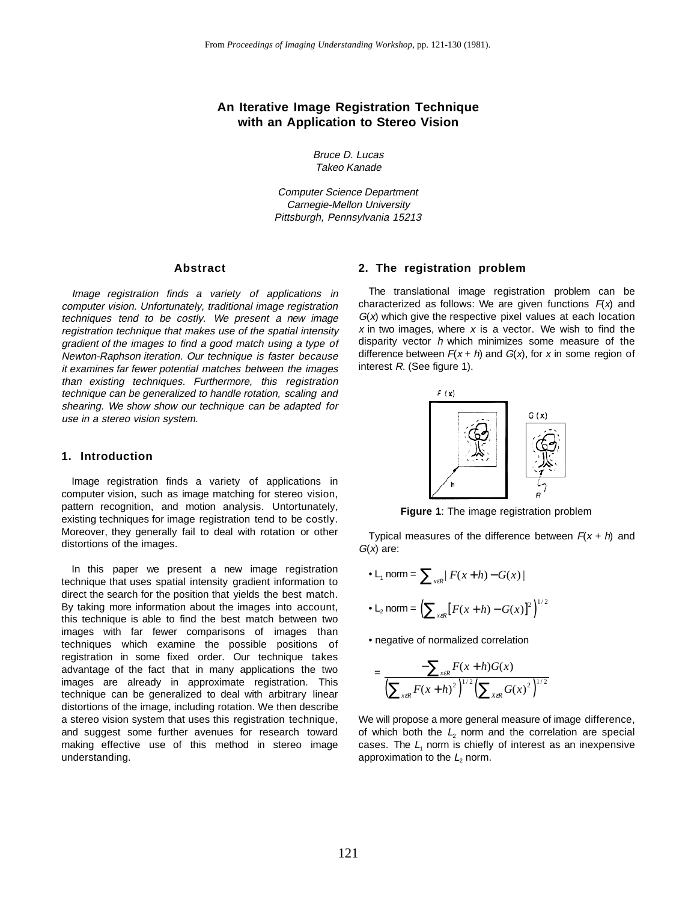From *Proceedings of Imaging Understanding Workshop*, pp. 121-130 (1981).

# An Iterative Image Registration Technique with an Application to Stereo Vision

*Bruce D. Lucas*
*Takeo Kanade*

*Computer Science Department*
*Carnegie-Mellon University*
*Pittsburgh, Pennsylvania 15213*

## Abstract

*Image registration finds a variety of applications in computer vision. Unfortunately, traditional image registration techniques tend to be costly. We present a new image registration technique that makes use of the spatial intensity gradient of the images to find a good match using a type of Newton-Raphson iteration. Our technique is faster because it examines far fewer potential matches between the images than existing techniques. Furthermore, this registration technique can be generalized to handle rotation, scaling and shearing. We show show our technique can be adapted for use in a stereo vision system.*

## 1. Introduction

Image registration finds a variety of applications in computer vision, such as image matching for stereo vision, pattern recognition, and motion analysis. Untortunately, existing techniques for image registration tend to be costly. Moreover, they generally fail to deal with rotation or other distortions of the images.

In this paper we present a new image registration technique that uses spatial intensity gradient information to direct the search for the position that yields the best match. By taking more information about the images into account, this technique is able to find the best match between two images with far fewer comparisons of images than techniques which examine the possible positions of registration in some fixed order. Our technique takes advantage of the fact that in many applications the two images are already in approximate registration. This technique can be generalized to deal with arbitrary linear distortions of the image, including rotation. We then describe a stereo vision system that uses this registration technique, and suggest some further avenues for research toward making effective use of this method in stereo image understanding.

## 2. The registration problem

The translational image registration problem can be characterized as follows: We are given functions $F(x)$ and $G(x)$ which give the respective pixel values at each location $x$ in two images, where $x$ is a vector. We wish to find the disparity vector $h$ which minimizes some measure of the difference between $F(x + h)$ and $G(x)$, for $x$ in some region of interest $R$. (See figure 1).

**Figure 1**: The image registration problem

Typical measures of the difference between $F(x + h)$ and $G(x)$ are:

- $L_1$ norm = $\sum_{x \in R} | F(x+h) - G(x) |$
- $L_2$ norm = $\left( \sum_{x \in R} \left[ F(x+h) - G(x) \right]^2 \right)^{1/2}$
- negative of normalized correlation

$$= \frac{-\sum_{x \in R} F(x+h) G(x)}{\left( \sum_{x \in R} F(x+h)^2 \right)^{1/2} \left( \sum_{x \in R} G(x)^2 \right)^{1/2}}$$

We will propose a more general measure of image difference, of which both the $L_2$ norm and the correlation are special cases. The $L_1$ norm is chiefly of interest as an inexpensive approximation to the $L_2$ norm.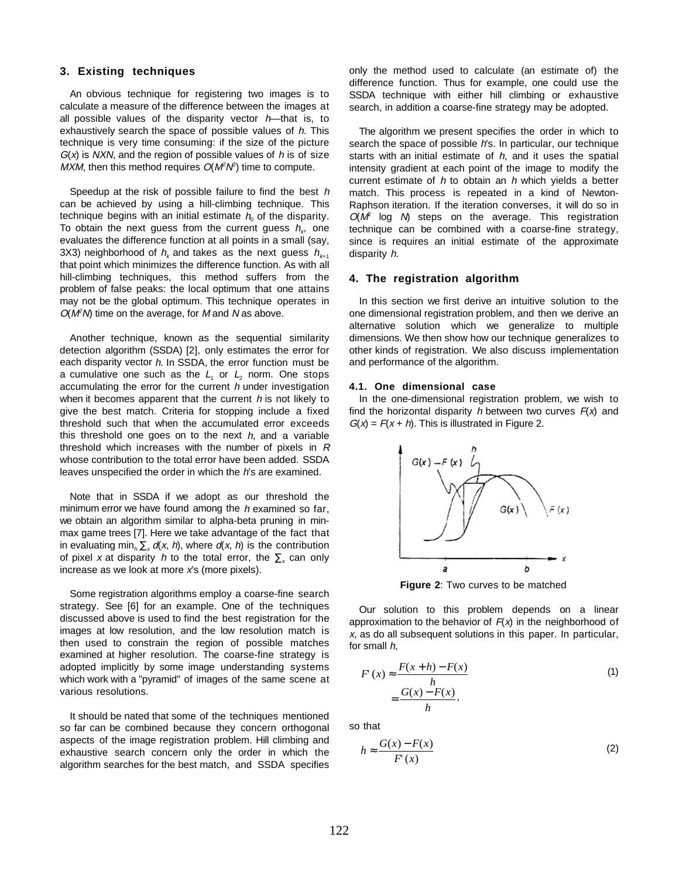## 3. Existing techniques

An obvious technique for registering two images is to calculate a measure of the difference between the images at all possible values of the disparity vector $h$—that is, to exhaustively search the space of possible values of $h$. This technique is very time consuming: if the size of the picture $G(x)$ is $NXN$, and the region of possible values of $h$ is of size $MXM$, then this method requires $O(M^2N^2)$ time to compute.

Speedup at the risk of possible failure to find the best $h$ can be achieved by using a hill-climbing technique. This technique begins with an initial estimate $h_0$ of the disparity. To obtain the next guess from the current guess $h_k$, one evaluates the difference function at all points in a small (say, 3X3) neighborhood of $h_k$ and takes as the next guess $h_{k+1}$ that point which minimizes the difference function. As with all hill-climbing techniques, this method suffers from the problem of false peaks: the local optimum that one attains may not be the global optimum. This technique operates in $O(M^2N)$ time on the average, for $M$ and $N$ as above.

Another technique, known as the sequential similarity detection algorithm (SSDA) [2], only estimates the error for each disparity vector $h$. In SSDA, the error function must be a cumulative one such as the $L_1$ or $L_2$ norm. One stops accumulating the error for the current $h$ under investigation when it becomes apparent that the current $h$ is not likely to give the best match. Criteria for stopping include a fixed threshold such that when the accumulated error exceeds this threshold one goes on to the next $h$, and a variable threshold which increases with the number of pixels in $R$ whose contribution to the total error have been added. SSDA leaves unspecified the order in which the $h$'s are examined.

Note that in SSDA if we adopt as our threshold the minimum error we have found among the $h$ examined so far, we obtain an algorithm similar to alpha-beta pruning in min-max game trees [7]. Here we take advantage of the fact that in evaluating $\min_h \sum_x d(x, h)$, where $d(x, h)$ is the contribution of pixel $x$ at disparity $h$ to the total error, the $\sum_x$ can only increase as we look at more $x$'s (more pixels).

Some registration algorithms employ a coarse-fine search strategy. See [6] for an example. One of the techniques discussed above is used to find the best registration for the images at low resolution, and the low resolution match is then used to constrain the region of possible matches examined at higher resolution. The coarse-fine strategy is adopted implicitly by some image understanding systems which work with a "pyramid" of images of the same scene at various resolutions.

It should be nated that some of the techniques mentioned so far can be combined because they concern orthogonal aspects of the image registration problem. Hill climbing and exhaustive search concern only the order in which the algorithm searches for the best match, and SSDA specifies only the method used to calculate (an estimate of) the difference function. Thus for example, one could use the SSDA technique with either hill climbing or exhaustive search, in addition a coarse-fine strategy may be adopted.

The algorithm we present specifies the order in which to search the space of possible $h$'s. In particular, our technique starts with an initial estimate of $h$, and it uses the spatial intensity gradient at each point of the image to modify the current estimate of $h$ to obtain an $h$ which yields a better match. This process is repeated in a kind of Newton-Raphson iteration. If the iteration converses, it will do so in $O(M^2 \log N)$ steps on the average. This registration technique can be combined with a coarse-fine strategy, since is requires an initial estimate of the approximate disparity $h$.

## 4. The registration algorithm

In this section we first derive an intuitive solution to the one dimensional registration problem, and then we derive an alternative solution which we generalize to multiple dimensions. We then show how our technique generalizes to other kinds of registration. We also discuss implementation and performance of the algorithm.

### 4.1. One dimensional case

In the one-dimensional registration problem, we wish to find the horizontal disparity $h$ between two curves $F(x)$ and $G(x) = F(x + h)$. This is illustrated in Figure 2.

**Figure 2**: Two curves to be matched

Our solution to this problem depends on a linear approximation to the behavior of $F(x)$ in the neighborhood of $x$, as do all subsequent solutions in this paper. In particular, for small $h$,

$$F'(x) \approx \frac{F(x+h) - F(x)}{h} = \frac{G(x) - F(x)}{h}, \tag{1}$$

so that

$$h \approx \frac{G(x) - F(x)}{F'(x)} \tag{2}$$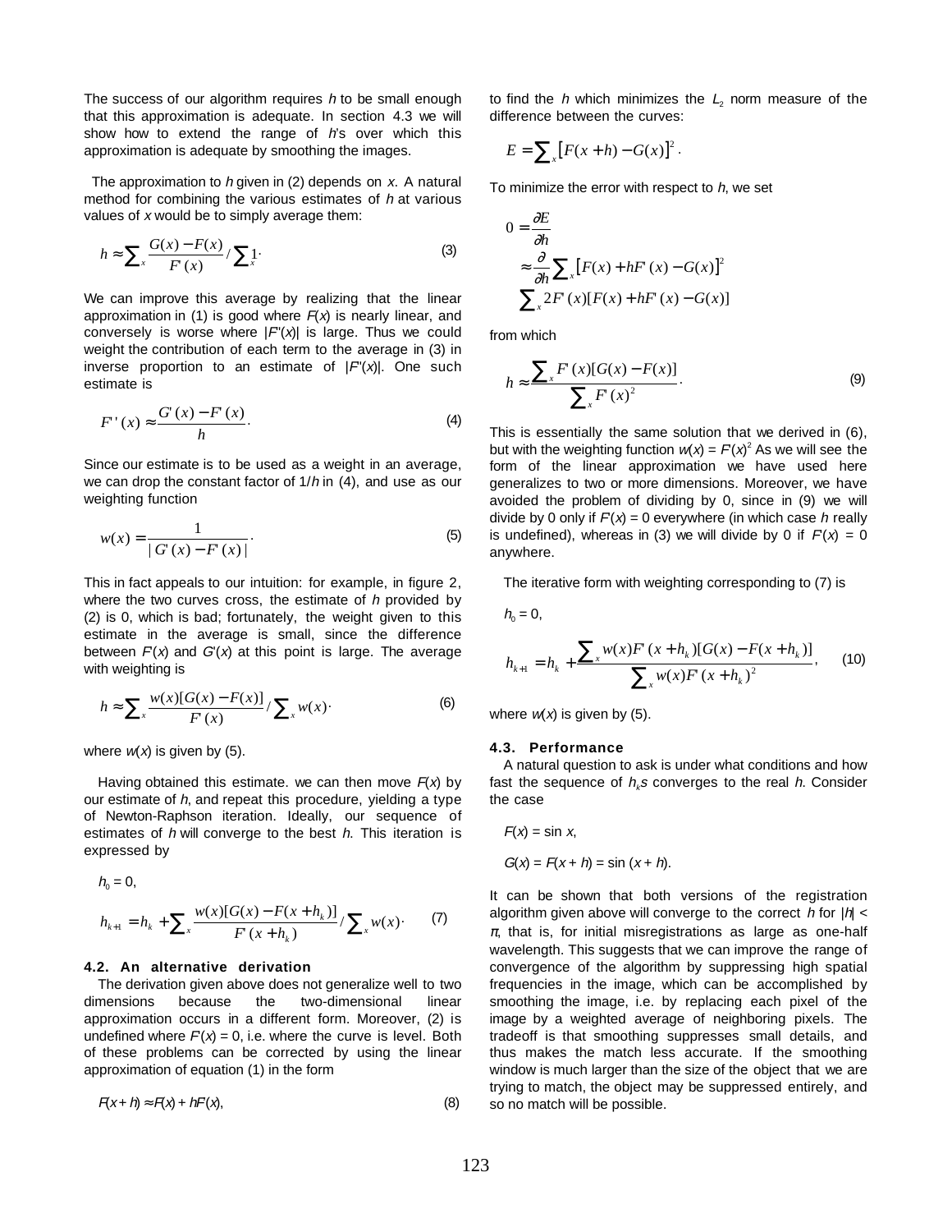The success of our algorithm requires $h$ to be small enough that this approximation is adequate. In section 4.3 we will show how to extend the range of $h$'s over which this approximation is adequate by smoothing the images.

The approximation to $h$ given in (2) depends on $x$. A natural method for combining the various estimates of $h$ at various values of $x$ would be to simply average them:

$$h \approx \sum_x \frac{G(x) - F(x)}{F'(x)} / \sum_x 1. \tag{3}$$

We can improve this average by realizing that the linear approximation in (1) is good where $F(x)$ is nearly linear, and conversely is worse where $|F''(x)|$ is large. Thus we could weight the contribution of each term to the average in (3) in inverse proportion to an estimate of $|F''(x)|$. One such estimate is

$$F''(x) \approx \frac{G'(x) - F'(x)}{h}. \tag{4}$$

Since our estimate is to be used as a weight in an average, we can drop the constant factor of $1/h$ in (4), and use as our weighting function

$$w(x) = \frac{1}{|G'(x) - F'(x)|}. \tag{5}$$

This in fact appeals to our intuition: for example, in figure 2, where the two curves cross, the estimate of $h$ provided by (2) is 0, which is bad; fortunately, the weight given to this estimate in the average is small, since the difference between $F'(x)$ and $G'(x)$ at this point is large. The average with weighting is

$$h \approx \sum_x \frac{w(x)[G(x) - F(x)]}{F'(x)} / \sum_x w(x). \tag{6}$$

where $w(x)$ is given by (5).

Having obtained this estimate. we can then move $F(x)$ by our estimate of $h$, and repeat this procedure, yielding a type of Newton-Raphson iteration. Ideally, our sequence of estimates of $h$ will converge to the best $h$. This iteration is expressed by

$$h_0 = 0,$$

$$h_{k+1} = h_k + \sum_x \frac{w(x)[G(x) - F(x + h_k)]}{F'(x + h_k)} / \sum_x w(x). \tag{7}$$

### 4.2. An alternative derivation

The derivation given above does not generalize well to two dimensions because the two-dimensional linear approximation occurs in a different form. Moreover, (2) is undefined where $F'(x) = 0$, i.e. where the curve is level. Both of these problems can be corrected by using the linear approximation of equation (1) in the form

$$F(x + h) \approx F(x) + hF'(x), \tag{8}$$

to find the $h$ which minimizes the $L_2$ norm measure of the difference between the curves:

$$E = \sum_x [F(x + h) - G(x)]^2.$$

To minimize the error with respect to $h$, we set

$$\begin{aligned} 0 &= \frac{\partial E}{\partial h} \\ &\approx \frac{\partial}{\partial h} \sum_x [F(x) + hF'(x) - G(x)]^2 \\ &\sum_x 2F'(x)[F(x) + hF'(x) - G(x)] \end{aligned}$$

from which

$$h \approx \frac{\sum_x F'(x)[G(x) - F(x)]}{\sum_x F'(x)^2}. \tag{9}$$

This is essentially the same solution that we derived in (6), but with the weighting function $w(x) = F'(x)^2$ As we will see the form of the linear approximation we have used here generalizes to two or more dimensions. Moreover, we have avoided the problem of dividing by 0, since in (9) we will divide by 0 only if $F'(x) = 0$ everywhere (in which case $h$ really is undefined), whereas in (3) we will divide by 0 if $F'(x) = 0$ anywhere.

The iterative form with weighting corresponding to (7) is

$$h_0 = 0,$$

$$h_{k+1} = h_k + \frac{\sum_x w(x)F'(x + h_k)[G(x) - F(x + h_k)]}{\sum_x w(x)F'(x + h_k)^2}, \tag{10}$$

where $w(x)$ is given by (5).

### 4.3. Performance

A natural question to ask is under what conditions and how fast the sequence of $h_k$s converges to the real $h$. Consider the case

$$F(x) = \sin x,$$

$$G(x) = F(x + h) = \sin(x + h).$$

It can be shown that both versions of the registration algorithm given above will converge to the correct $h$ for $|h| < \pi$, that is, for initial misregistrations as large as one-half wavelength. This suggests that we can improve the range of convergence of the algorithm by suppressing high spatial frequencies in the image, which can be accomplished by smoothing the image, i.e. by replacing each pixel of the image by a weighted average of neighboring pixels. The tradeoff is that smoothing suppresses small details, and thus makes the match less accurate. If the smoothing window is much larger than the size of the object that we are trying to match, the object may be suppressed entirely, and so no match will be possible.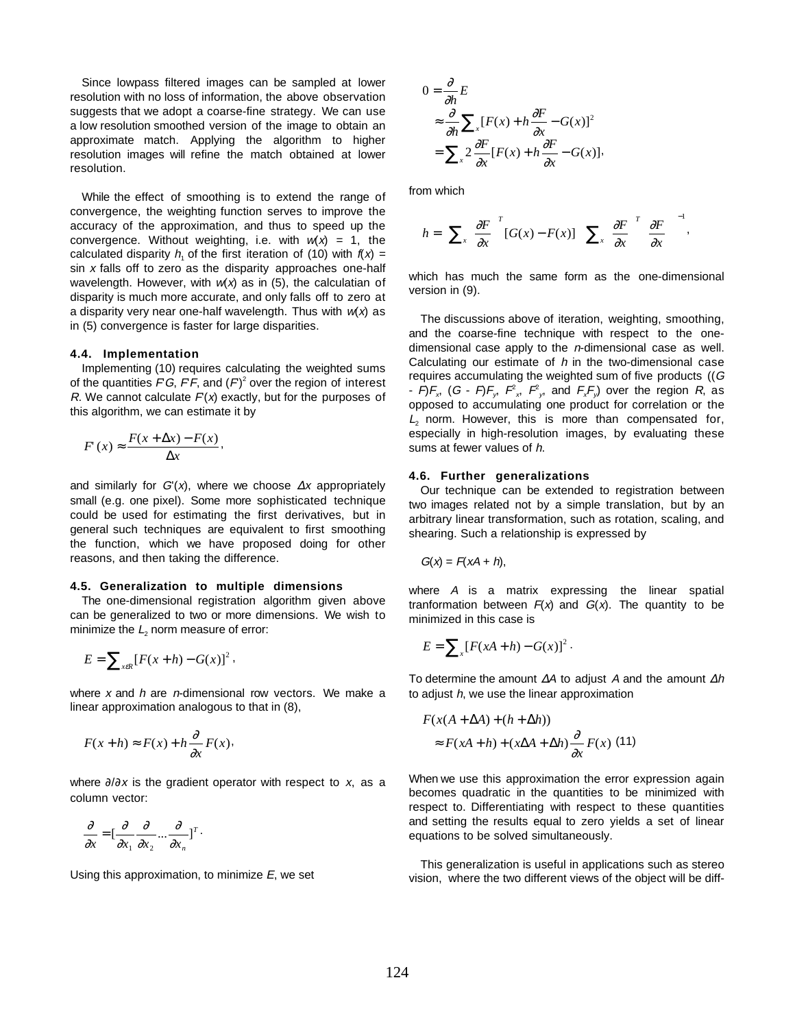Since lowpass filtered images can be sampled at lower resolution with no loss of information, the above observation suggests that we adopt a coarse-fine strategy. We can use a low resolution smoothed version of the image to obtain an approximate match. Applying the algorithm to higher resolution images will refine the match obtained at lower resolution.

While the effect of smoothing is to extend the range of convergence, the weighting function serves to improve the accuracy of the approximation, and thus to speed up the convergence. Without weighting, i.e. with $w(x) = 1$, the calculated disparity $h_1$ of the first iteration of (10) with $f(x) = \sin x$ falls off to zero as the disparity approaches one-half wavelength. However, with $w(x)$ as in (5), the calculatian of disparity is much more accurate, and only falls off to zero at a disparity very near one-half wavelength. Thus with $w(x)$ as in (5) convergence is faster for large disparities.

### 4.4. Implementation

Implementing (10) requires calculating the weighted sums of the quantities $F'G$, $F'F$, and $(F')^2$ over the region of interest $R$. We cannot calculate $F'(x)$ exactly, but for the purposes of this algorithm, we can estimate it by

$$F'(x) \approx \frac{F(x + \Delta x) - F(x)}{\Delta x},$$

and similarly for $G'(x)$, where we choose $\Delta x$ appropriately small (e.g. one pixel). Some more sophisticated technique could be used for estimating the first derivatives, but in general such techniques are equivalent to first smoothing the function, which we have proposed doing for other reasons, and then taking the difference.

### 4.5. Generalization to multiple dimensions

The one-dimensional registration algorithm given above can be generalized to two or more dimensions. We wish to minimize the $L_2$ norm measure of error:

$$E = \sum_{x \in R} [F(x + h) - G(x)]^2,$$

where $x$ and $h$ are $n$-dimensional row vectors. We make a linear approximation analogous to that in (8),

$$F(x + h) \approx F(x) + h \frac{\partial}{\partial x} F(x),$$

where $\partial/\partial x$ is the gradient operator with respect to $x$, as a column vector:

$$\frac{\partial}{\partial x} = [\frac{\partial}{\partial x_1} \frac{\partial}{\partial x_2} \ldots \frac{\partial}{\partial x_n}]^T.$$

Using this approximation, to minimize $E$, we set

$$\begin{aligned} 0 &= \frac{\partial}{\partial h} E \\ &\approx \frac{\partial}{\partial h} \sum_x [F(x) + h \frac{\partial F}{\partial x} - G(x)]^2 \\ &= \sum_x 2 \frac{\partial F}{\partial x} [F(x) + h \frac{\partial F}{\partial x} - G(x)], \end{aligned}$$

from which

$$h = \left[ \sum_x \left( \frac{\partial F}{\partial x} \right)^T [G(x) - F(x)] \right] \left[ \sum_x \left( \frac{\partial F}{\partial x} \right)^T \left( \frac{\partial F}{\partial x} \right) \right]^{-1},$$

which has much the same form as the one-dimensional version in (9).

The discussions above of iteration, weighting, smoothing, and the coarse-fine technique with respect to the one-dimensional case apply to the $n$-dimensional case as well. Calculating our estimate of $h$ in the two-dimensional case requires accumulating the weighted sum of five products ($(G - F)F_x$, $(G - F)F_y$, $F_x^2$, $F_y^2$, and $F_x F_y$) over the region $R$, as opposed to accumulating one product for correlation or the $L_2$ norm. However, this is more than compensated for, especially in high-resolution images, by evaluating these sums at fewer values of $h$.

### 4.6. Further generalizations

Our technique can be extended to registration between two images related not by a simple translation, but by an arbitrary linear transformation, such as rotation, scaling, and shearing. Such a relationship is expressed by

$$G(x) = F(xA + h),$$

where $A$ is a matrix expressing the linear spatial tranformation between $F(x)$ and $G(x)$. The quantity to be minimized in this case is

$$E = \sum_x [F(xA + h) - G(x)]^2.$$

To determine the amount $\Delta A$ to adjust $A$ and the amount $\Delta h$ to adjust $h$, we use the linear approximation

$$\begin{aligned} &F(x(A + \Delta A) + (h + \Delta h)) \\ &\quad \approx F(xA + h) + (x\Delta A + \Delta h) \frac{\partial}{\partial x} F(x) \quad (11) \end{aligned}$$

When we use this approximation the error expression again becomes quadratic in the quantities to be minimized with respect to. Differentiating with respect to these quantities and setting the results equal to zero yields a set of linear equations to be solved simultaneously.

This generalization is useful in applications such as stereo vision, where the two different views of the object will be diff-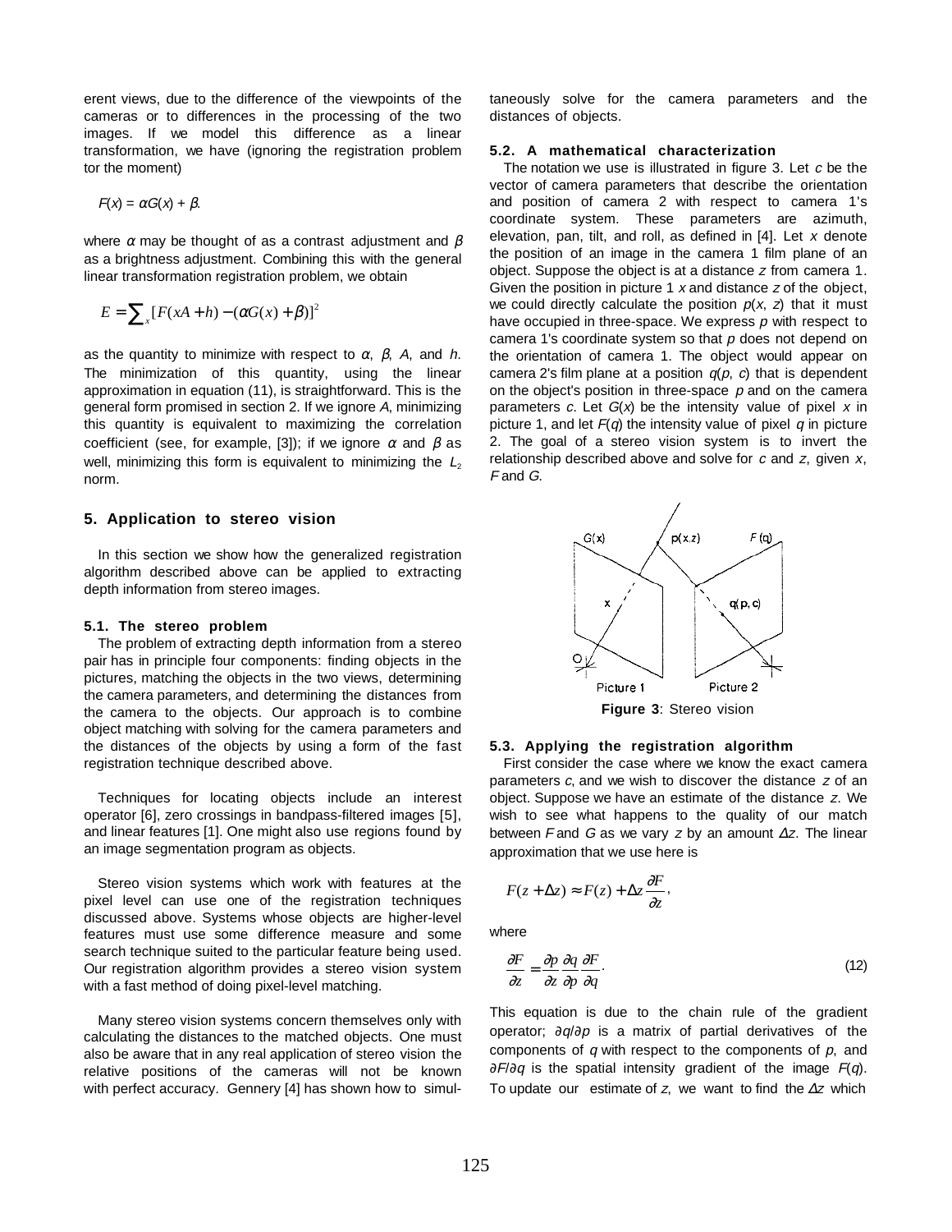erent views, due to the difference of the viewpoints of the cameras or to differences in the processing of the two images. If we model this difference as a linear transformation, we have (ignoring the registration problem tor the moment)

$$F(x) = \alpha G(x) + \beta.$$

where $\alpha$ may be thought of as a contrast adjustment and $\beta$ as a brightness adjustment. Combining this with the general linear transformation registration problem, we obtain

$$E = \sum_x [F(xA + h) - (\alpha G(x) + \beta)]^2$$

as the quantity to minimize with respect to $\alpha$, $\beta$, $A$, and $h$. The minimization of this quantity, using the linear approximation in equation (11), is straightforward. This is the general form promised in section 2. If we ignore $A$, minimizing this quantity is equivalent to maximizing the correlation coefficient (see, for example, [3]); if we ignore $\alpha$ and $\beta$ as well, minimizing this form is equivalent to minimizing the $L_2$ norm.

## 5. Application to stereo vision

In this section we show how the generalized registration algorithm described above can be applied to extracting depth information from stereo images.

### 5.1. The stereo problem

The problem of extracting depth information from a stereo pair has in principle four components: finding objects in the pictures, matching the objects in the two views, determining the camera parameters, and determining the distances from the camera to the objects. Our approach is to combine object matching with solving for the camera parameters and the distances of the objects by using a form of the fast registration technique described above.

Techniques for locating objects include an interest operator [6], zero crossings in bandpass-filtered images [5], and linear features [1]. One might also use regions found by an image segmentation program as objects.

Stereo vision systems which work with features at the pixel level can use one of the registration techniques discussed above. Systems whose objects are higher-level features must use some difference measure and some search technique suited to the particular feature being used. Our registration algorithm provides a stereo vision system with a fast method of doing pixel-level matching.

Many stereo vision systems concern themselves only with calculating the distances to the matched objects. One must also be aware that in any real application of stereo vision the relative positions of the cameras will not be known with perfect accuracy. Gennery [4] has shown how to simultaneously solve for the camera parameters and the distances of objects.

### 5.2. A mathematical characterization

The notation we use is illustrated in figure 3. Let $c$ be the vector of camera parameters that describe the orientation and position of camera 2 with respect to camera 1's coordinate system. These parameters are azimuth, elevation, pan, tilt, and roll, as defined in [4]. Let $x$ denote the position of an image in the camera 1 film plane of an object. Suppose the object is at a distance $z$ from camera 1. Given the position in picture 1 $x$ and distance $z$ of the object, we could directly calculate the position $p(x, z)$ that it must have occupied in three-space. We express $p$ with respect to camera 1's coordinate system so that $p$ does not depend on the orientation of camera 1. The object would appear on camera 2's film plane at a position $q(p, c)$ that is dependent on the object's position in three-space $p$ and on the camera parameters $c$. Let $G(x)$ be the intensity value of pixel $x$ in picture 1, and let $F(q)$ the intensity value of pixel $q$ in picture 2. The goal of a stereo vision system is to invert the relationship described above and solve for $c$ and $z$, given $x$, $F$ and $G$.

**Figure 3**: Stereo vision

### 5.3. Applying the registration algorithm

First consider the case where we know the exact camera parameters $c$, and we wish to discover the distance $z$ of an object. Suppose we have an estimate of the distance $z$. We wish to see what happens to the quality of our match between $F$ and $G$ as we vary $z$ by an amount $\Delta z$. The linear approximation that we use here is

$$F(z + \Delta z) \approx F(z) + \Delta z \frac{\partial F}{\partial z},$$

where

$$\frac{\partial F}{\partial z} = \frac{\partial p}{\partial z} \frac{\partial q}{\partial p} \frac{\partial F}{\partial q}. \tag{12}$$

This equation is due to the chain rule of the gradient operator; $\partial q/\partial p$ is a matrix of partial derivatives of the components of $q$ with respect to the components of $p$, and $\partial F/\partial q$ is the spatial intensity gradient of the image $F(q)$. To update our estimate of $z$, we want to find the $\Delta z$ which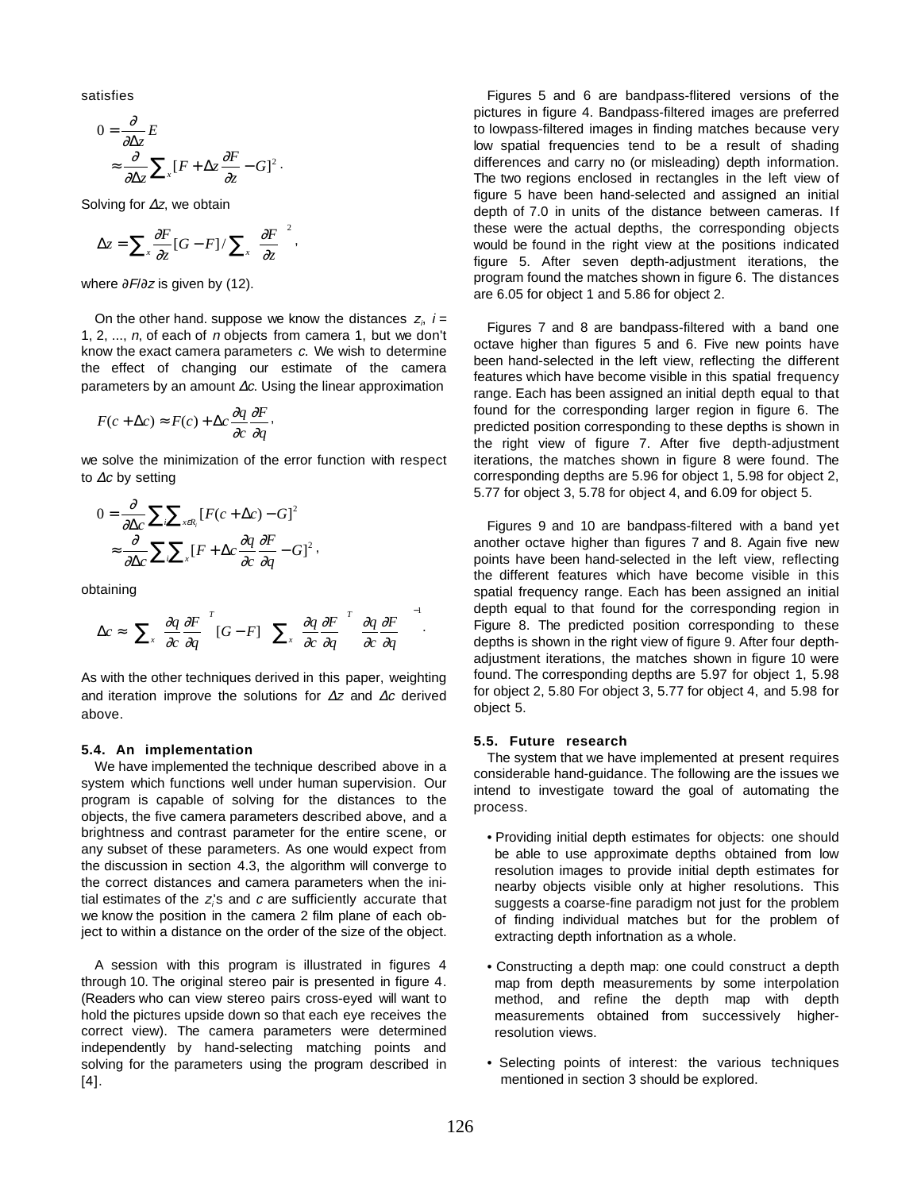satisfies

$$0 = \frac{\partial}{\partial \Delta z} E$$
$$\approx \frac{\partial}{\partial \Delta z} \sum_x [F + \Delta z \frac{\partial F}{\partial z} - G]^2 .$$

Solving for $\Delta z$, we obtain

$$\Delta z = \sum_x \frac{\partial F}{\partial z}[G - F] / \sum_x \left(\frac{\partial F}{\partial z}\right)^2 ,$$

where $\partial F/\partial z$ is given by (12).

On the other hand. suppose we know the distances $z_i$, $i = 1, 2, ..., n$, of each of $n$ objects from camera 1, but we don't know the exact camera parameters $c$. We wish to determine the effect of changing our estimate of the camera parameters by an amount $\Delta c$. Using the linear approximation

$$F(c + \Delta c) \approx F(c) + \Delta c \frac{\partial q}{\partial c}\frac{\partial F}{\partial q},$$

we solve the minimization of the error function with respect to $\Delta c$ by setting

$$0 = \frac{\partial}{\partial \Delta c} \sum_i \sum_{x \in R_i} [F(c + \Delta c) - G]^2$$
$$\approx \frac{\partial}{\partial \Delta c} \sum_i \sum_x [F + \Delta c \frac{\partial q}{\partial c}\frac{\partial F}{\partial q} - G]^2 ,$$

obtaining

$$\Delta c \approx \left(\sum_x \left(\frac{\partial q}{\partial c}\frac{\partial F}{\partial q}\right)^T [G - F]\right) \left(\sum_x \left(\frac{\partial q}{\partial c}\frac{\partial F}{\partial q}\right)^T \left(\frac{\partial q}{\partial c}\frac{\partial F}{\partial q}\right)\right)^{-1} .$$

As with the other techniques derived in this paper, weighting and iteration improve the solutions for $\Delta z$ and $\Delta c$ derived above.

### 5.4. An implementation

We have implemented the technique described above in a system which functions well under human supervision. Our program is capable of solving for the distances to the objects, the five camera parameters described above, and a brightness and contrast parameter for the entire scene, or any subset of these parameters. As one would expect from the discussion in section 4.3, the algorithm will converge to the correct distances and camera parameters when the initial estimates of the $z_i$'s and $c$ are sufficiently accurate that we know the position in the camera 2 film plane of each object to within a distance on the order of the size of the object.

A session with this program is illustrated in figures 4 through 10. The original stereo pair is presented in figure 4. (Readers who can view stereo pairs cross-eyed will want to hold the pictures upside down so that each eye receives the correct view). The camera parameters were determined independently by hand-selecting matching points and solving for the parameters using the program described in [4].

Figures 5 and 6 are bandpass-flitered versions of the pictures in figure 4. Bandpass-filtered images are preferred to lowpass-filtered images in finding matches because very low spatial frequencies tend to be a result of shading differences and carry no (or misleading) depth information. The two regions enclosed in rectangles in the left view of figure 5 have been hand-selected and assigned an initial depth of 7.0 in units of the distance between cameras. If these were the actual depths, the corresponding objects would be found in the right view at the positions indicated figure 5. After seven depth-adjustment iterations, the program found the matches shown in figure 6. The distances are 6.05 for object 1 and 5.86 for object 2.

Figures 7 and 8 are bandpass-filtered with a band one octave higher than figures 5 and 6. Five new points have been hand-selected in the left view, reflecting the different features which have become visible in this spatial frequency range. Each has been assigned an initial depth equal to that found for the corresponding larger region in figure 6. The predicted position corresponding to these depths is shown in the right view of figure 7. After five depth-adjustment iterations, the matches shown in figure 8 were found. The corresponding depths are 5.96 for object 1, 5.98 for object 2, 5.77 for object 3, 5.78 for object 4, and 6.09 for object 5.

Figures 9 and 10 are bandpass-filtered with a band yet another octave higher than figures 7 and 8. Again five new points have been hand-selected in the left view, reflecting the different features which have become visible in this spatial frequency range. Each has been assigned an initial depth equal to that found for the corresponding region in Figure 8. The predicted position corresponding to these depths is shown in the right view of figure 9. After four depth-adjustment iterations, the matches shown in figure 10 were found. The corresponding depths are 5.97 for object 1, 5.98 for object 2, 5.80 For object 3, 5.77 for object 4, and 5.98 for object 5.

### 5.5. Future research

The system that we have implemented at present requires considerable hand-guidance. The following are the issues we intend to investigate toward the goal of automating the process.

- Providing initial depth estimates for objects: one should be able to use approximate depths obtained from low resolution images to provide initial depth estimates for nearby objects visible only at higher resolutions. This suggests a coarse-fine paradigm not just for the problem of finding individual matches but for the problem of extracting depth infortnation as a whole.

- Constructing a depth map: one could construct a depth map from depth measurements by some interpolation method, and refine the depth map with depth measurements obtained from successively higher-resolution views.

- Selecting points of interest: the various techniques mentioned in section 3 should be explored.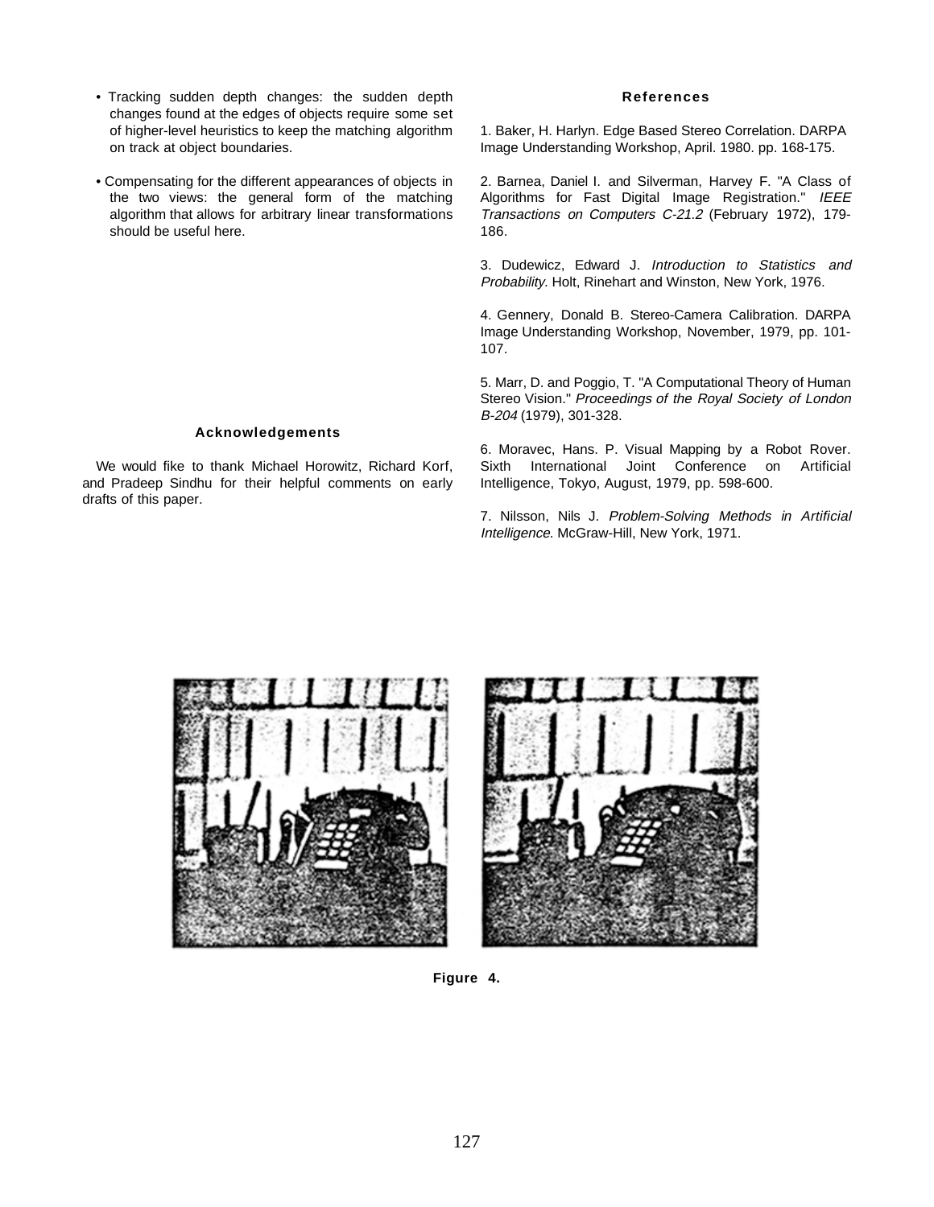- Tracking sudden depth changes: the sudden depth changes found at the edges of objects require some set of higher-level heuristics to keep the matching algorithm on track at object boundaries.

- Compensating for the different appearances of objects in the two views: the general form of the matching algorithm that allows for arbitrary linear transformations should be useful here.

## Acknowledgements

We would fike to thank Michael Horowitz, Richard Korf, and Pradeep Sindhu for their helpful comments on early drafts of this paper.

## References

1. Baker, H. Harlyn. Edge Based Stereo Correlation. DARPA Image Understanding Workshop, April. 1980. pp. 168-175.

2. Barnea, Daniel I. and Silverman, Harvey F. "A Class of Algorithms for Fast Digital Image Registration." *IEEE Transactions on Computers C-21.2* (February 1972), 179-186.

3. Dudewicz, Edward J. *Introduction to Statistics and Probability*. Holt, Rinehart and Winston, New York, 1976.

4. Gennery, Donald B. Stereo-Camera Calibration. DARPA Image Understanding Workshop, November, 1979, pp. 101-107.

5. Marr, D. and Poggio, T. "A Computational Theory of Human Stereo Vision." *Proceedings of the Royal Society of London B-204* (1979), 301-328.

6. Moravec, Hans. P. Visual Mapping by a Robot Rover. Sixth International Joint Conference on Artificial Intelligence, Tokyo, August, 1979, pp. 598-600.

7. Nilsson, Nils J. *Problem-Solving Methods in Artificial Intelligence*. McGraw-Hill, New York, 1971.

**Figure 4.**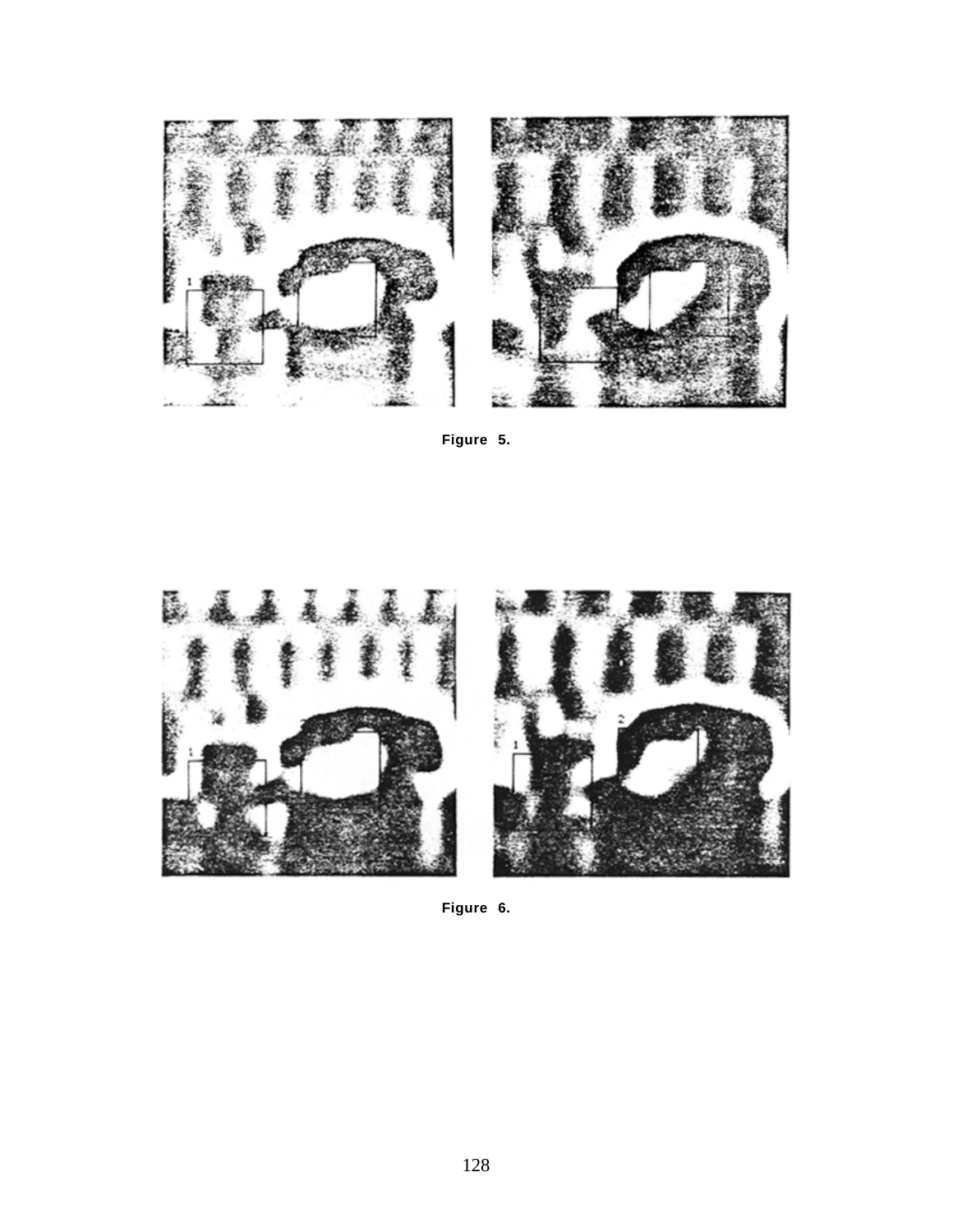Figure 5.

Figure 6.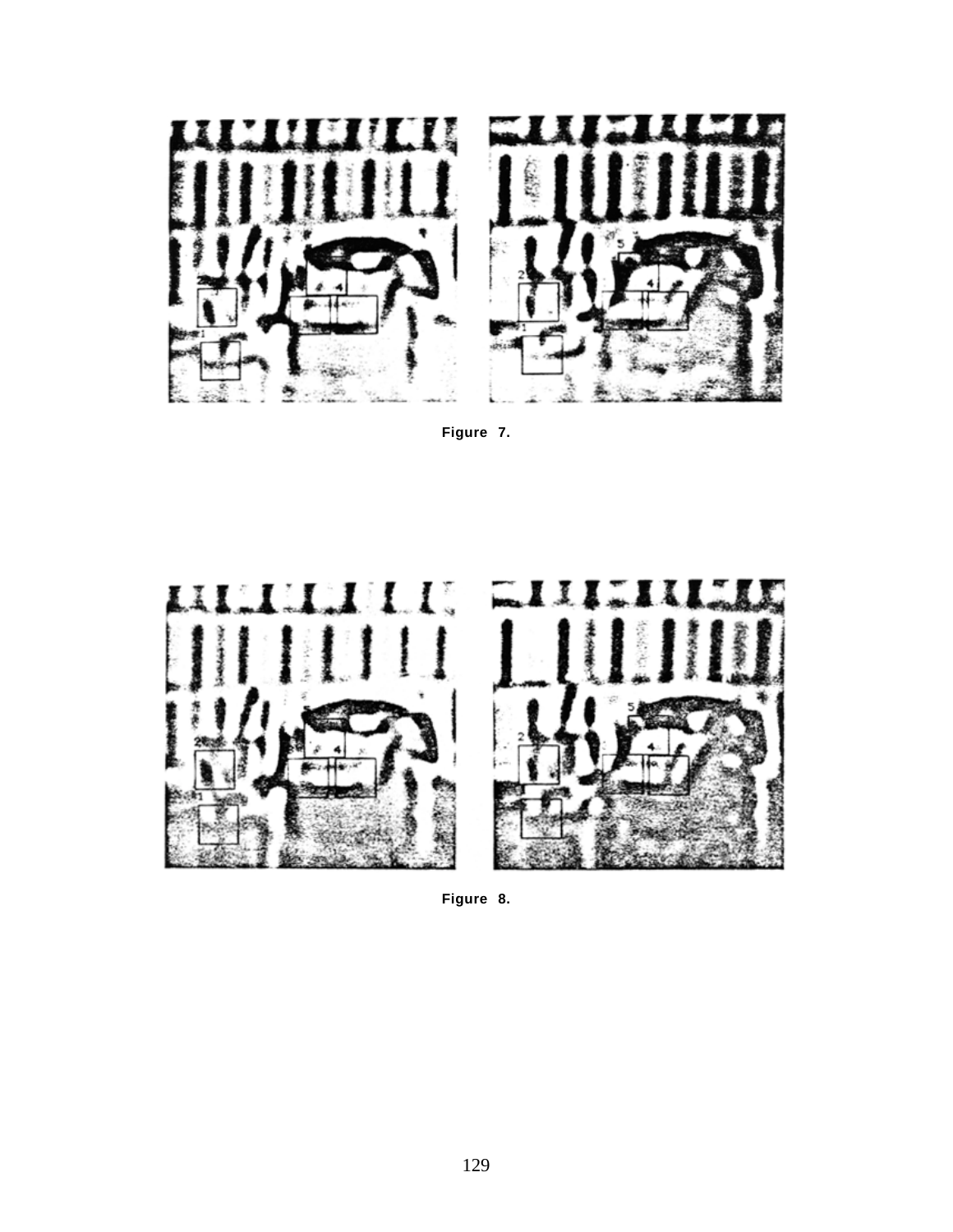Figure 7.

Figure 8.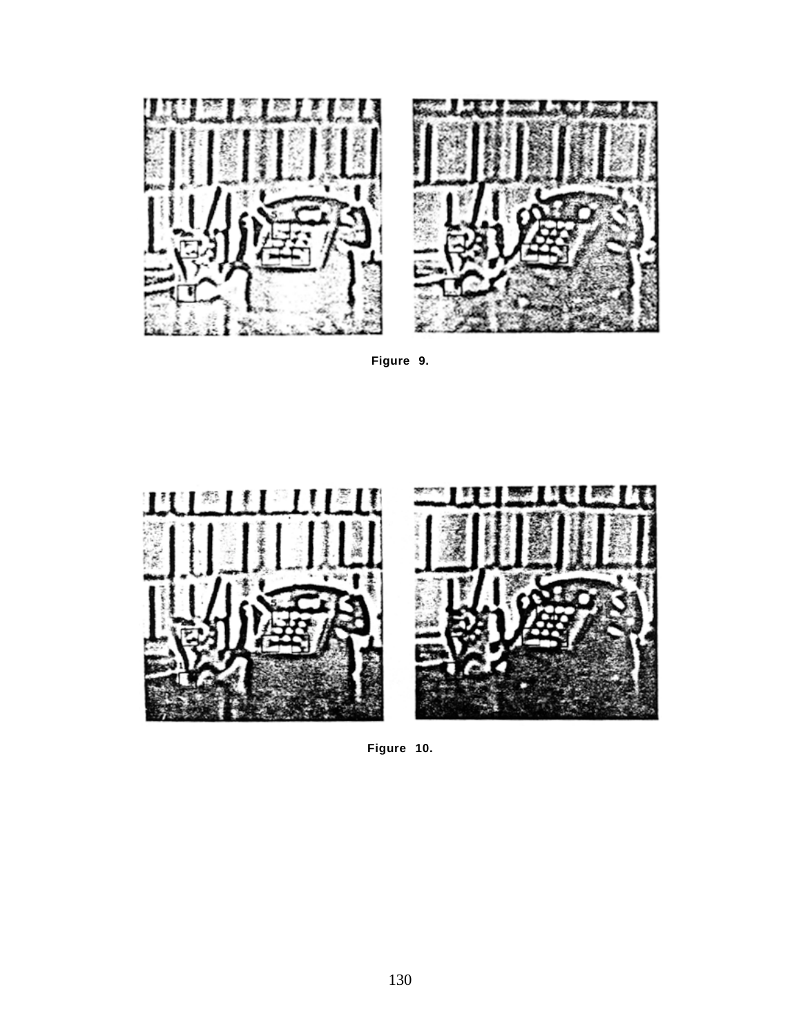Figure 9.

Figure 10.